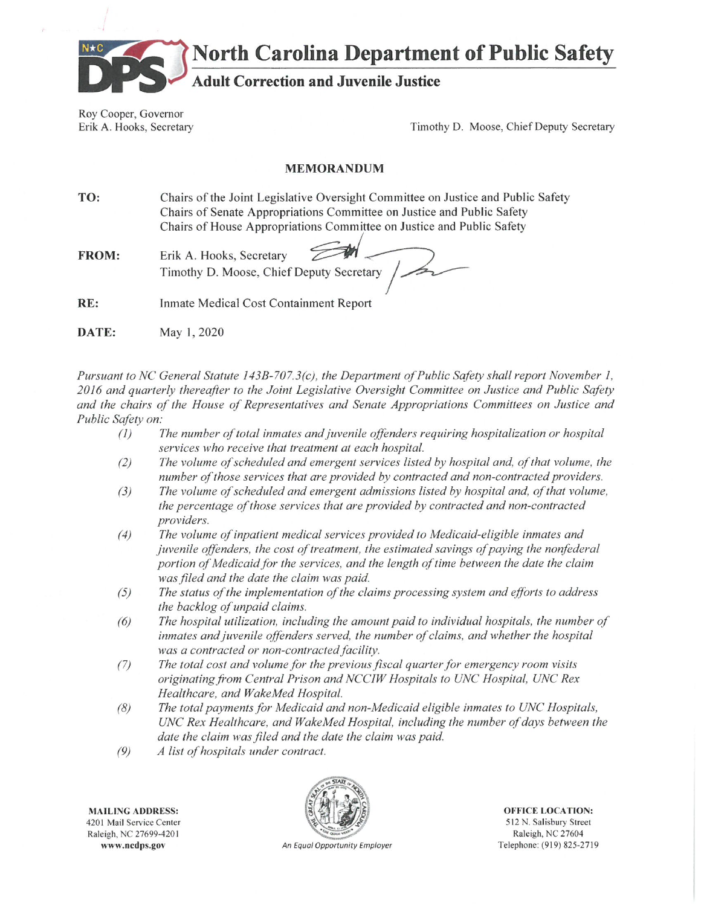# North Carolina Department of Public Safety

## Adult Correction and Juvenile Justice

Roy Cooper, Governor
Erik A. Hooks, Secretary

Timothy D. Moose, Chief Deputy Secretary

**MEMORANDUM**

**TO:** Chairs of the Joint Legislative Oversight Committee on Justice and Public Safety
Chairs of Senate Appropriations Committee on Justice and Public Safety
Chairs of House Appropriations Committee on Justice and Public Safety

**FROM:** Erik A. Hooks, Secretary
Timothy D. Moose, Chief Deputy Secretary

**RE:** Inmate Medical Cost Containment Report

**DATE:** May 1, 2020

*Pursuant to NC General Statute 143B-707.3(c), the Department of Public Safety shall report November 1, 2016 and quarterly thereafter to the Joint Legislative Oversight Committee on Justice and Public Safety and the chairs of the House of Representatives and Senate Appropriations Committees on Justice and Public Safety on:*

*(1) The number of total inmates and juvenile offenders requiring hospitalization or hospital services who receive that treatment at each hospital.*

*(2) The volume of scheduled and emergent services listed by hospital and, of that volume, the number of those services that are provided by contracted and non-contracted providers.*

*(3) The volume of scheduled and emergent admissions listed by hospital and, of that volume, the percentage of those services that are provided by contracted and non-contracted providers.*

*(4) The volume of inpatient medical services provided to Medicaid-eligible inmates and juvenile offenders, the cost of treatment, the estimated savings of paying the nonfederal portion of Medicaid for the services, and the length of time between the date the claim was filed and the date the claim was paid.*

*(5) The status of the implementation of the claims processing system and efforts to address the backlog of unpaid claims.*

*(6) The hospital utilization, including the amount paid to individual hospitals, the number of inmates and juvenile offenders served, the number of claims, and whether the hospital was a contracted or non-contracted facility.*

*(7) The total cost and volume for the previous fiscal quarter for emergency room visits originating from Central Prison and NCCIW Hospitals to UNC Hospital, UNC Rex Healthcare, and WakeMed Hospital.*

*(8) The total payments for Medicaid and non-Medicaid eligible inmates to UNC Hospitals, UNC Rex Healthcare, and WakeMed Hospital, including the number of days between the date the claim was filed and the date the claim was paid.*

*(9) A list of hospitals under contract.*

**MAILING ADDRESS:**
4201 Mail Service Center
Raleigh, NC 27699-4201
**www.ncdps.gov**

*An Equal Opportunity Employer*

**OFFICE LOCATION:**
512 N. Salisbury Street
Raleigh, NC 27604
Telephone: (919) 825-2719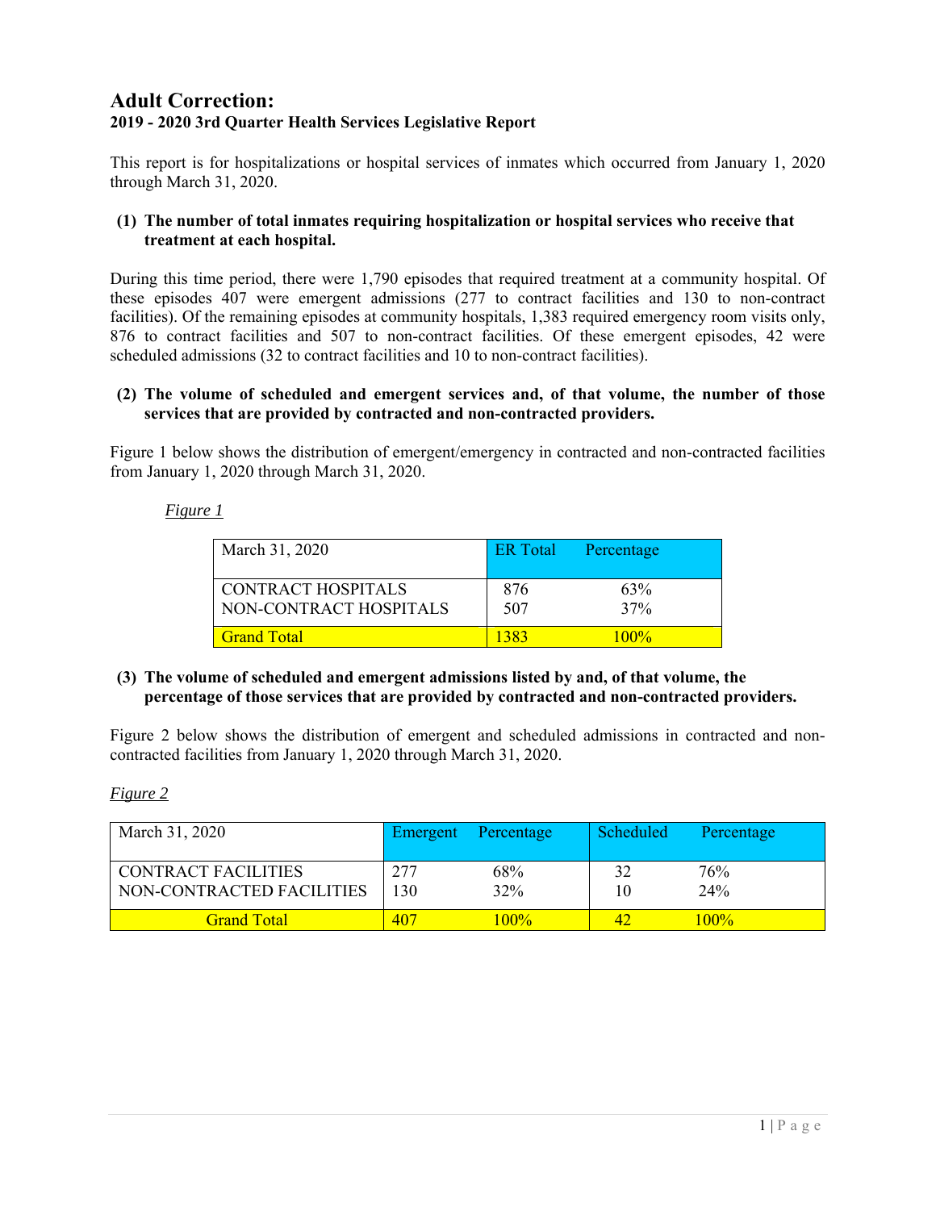# Adult Correction:

**2019 - 2020 3rd Quarter Health Services Legislative Report**

This report is for hospitalizations or hospital services of inmates which occurred from January 1, 2020 through March 31, 2020.

**(1) The number of total inmates requiring hospitalization or hospital services who receive that treatment at each hospital.**

During this time period, there were 1,790 episodes that required treatment at a community hospital. Of these episodes 407 were emergent admissions (277 to contract facilities and 130 to non-contract facilities). Of the remaining episodes at community hospitals, 1,383 required emergency room visits only, 876 to contract facilities and 507 to non-contract facilities. Of these emergent episodes, 42 were scheduled admissions (32 to contract facilities and 10 to non-contract facilities).

**(2) The volume of scheduled and emergent services and, of that volume, the number of those services that are provided by contracted and non-contracted providers.**

Figure 1 below shows the distribution of emergent/emergency in contracted and non-contracted facilities from January 1, 2020 through March 31, 2020.

*Figure 1*

| March 31, 2020 | ER Total | Percentage |
|---|---|---|
| CONTRACT HOSPITALS | 876 | 63% |
| NON-CONTRACT HOSPITALS | 507 | 37% |
| Grand Total | 1383 | 100% |

**(3) The volume of scheduled and emergent admissions listed by and, of that volume, the percentage of those services that are provided by contracted and non-contracted providers.**

Figure 2 below shows the distribution of emergent and scheduled admissions in contracted and non-contracted facilities from January 1, 2020 through March 31, 2020.

*Figure 2*

| March 31, 2020 | Emergent | Percentage | Scheduled | Percentage |
|---|---|---|---|---|
| CONTRACT FACILITIES | 277 | 68% | 32 | 76% |
| NON-CONTRACTED FACILITIES | 130 | 32% | 10 | 24% |
| Grand Total | 407 | 100% | 42 | 100% |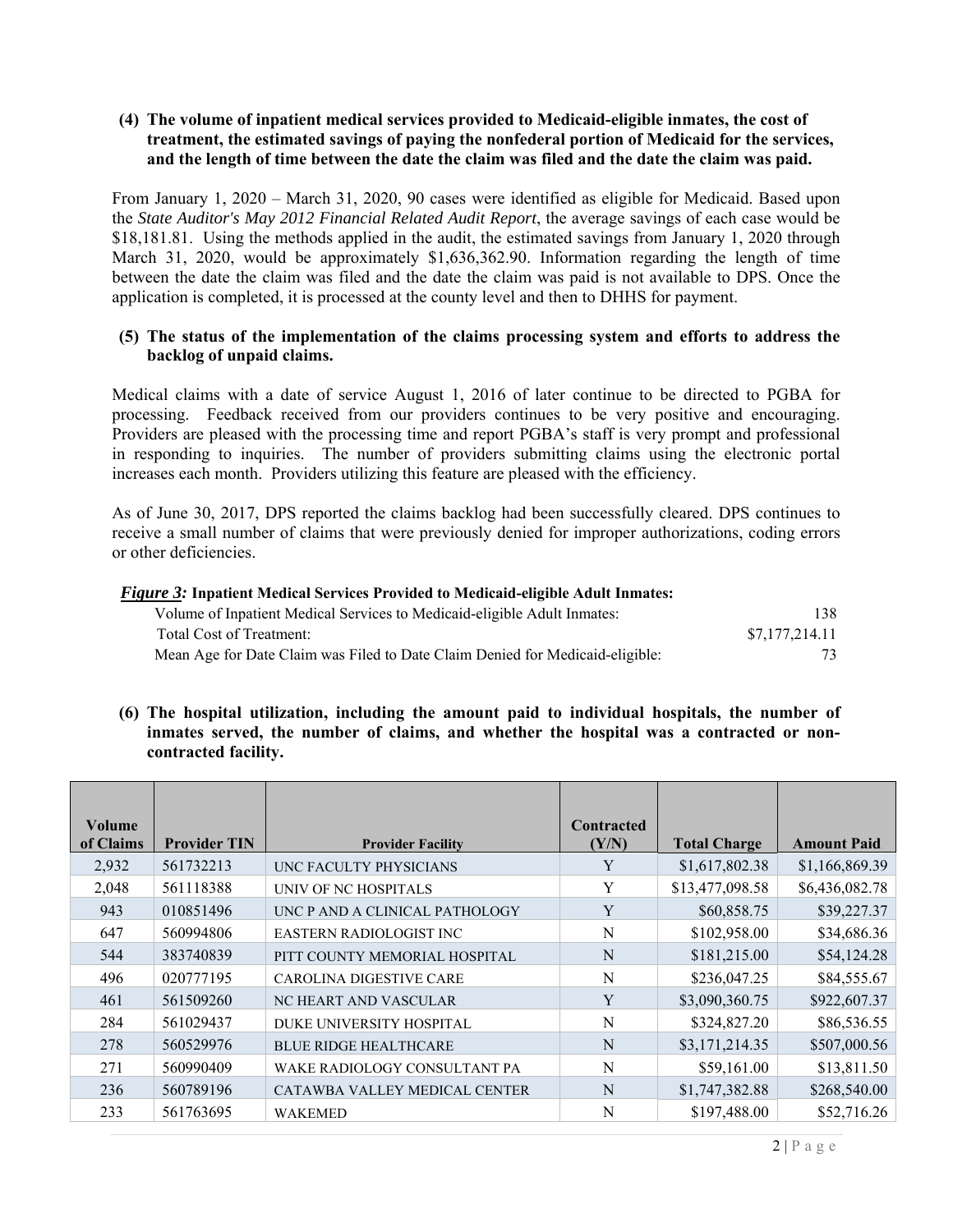**(4) The volume of inpatient medical services provided to Medicaid-eligible inmates, the cost of treatment, the estimated savings of paying the nonfederal portion of Medicaid for the services, and the length of time between the date the claim was filed and the date the claim was paid.**

From January 1, 2020 – March 31, 2020, 90 cases were identified as eligible for Medicaid. Based upon the *State Auditor's May 2012 Financial Related Audit Report*, the average savings of each case would be \$18,181.81. Using the methods applied in the audit, the estimated savings from January 1, 2020 through March 31, 2020, would be approximately \$1,636,362.90. Information regarding the length of time between the date the claim was filed and the date the claim was paid is not available to DPS. Once the application is completed, it is processed at the county level and then to DHHS for payment.

**(5) The status of the implementation of the claims processing system and efforts to address the backlog of unpaid claims.**

Medical claims with a date of service August 1, 2016 of later continue to be directed to PGBA for processing. Feedback received from our providers continues to be very positive and encouraging. Providers are pleased with the processing time and report PGBA's staff is very prompt and professional in responding to inquiries. The number of providers submitting claims using the electronic portal increases each month. Providers utilizing this feature are pleased with the efficiency.

As of June 30, 2017, DPS reported the claims backlog had been successfully cleared. DPS continues to receive a small number of claims that were previously denied for improper authorizations, coding errors or other deficiencies.

***Figure 3:*** **Inpatient Medical Services Provided to Medicaid-eligible Adult Inmates:**

| | |
|---|---|
| Volume of Inpatient Medical Services to Medicaid-eligible Adult Inmates: | 138 |
| Total Cost of Treatment: | \$7,177,214.11 |
| Mean Age for Date Claim was Filed to Date Claim Denied for Medicaid-eligible: | 73 |

**(6) The hospital utilization, including the amount paid to individual hospitals, the number of inmates served, the number of claims, and whether the hospital was a contracted or non-contracted facility.**

| Volume of Claims | Provider TIN | Provider Facility | Contracted (Y/N) | Total Charge | Amount Paid |
|---|---|---|---|---|---|
| 2,932 | 561732213 | UNC FACULTY PHYSICIANS | Y | \$1,617,802.38 | \$1,166,869.39 |
| 2,048 | 561118388 | UNIV OF NC HOSPITALS | Y | \$13,477,098.58 | \$6,436,082.78 |
| 943 | 010851496 | UNC P AND A CLINICAL PATHOLOGY | Y | \$60,858.75 | \$39,227.37 |
| 647 | 560994806 | EASTERN RADIOLOGIST INC | N | \$102,958.00 | \$34,686.36 |
| 544 | 383740839 | PITT COUNTY MEMORIAL HOSPITAL | N | \$181,215.00 | \$54,124.28 |
| 496 | 020777195 | CAROLINA DIGESTIVE CARE | N | \$236,047.25 | \$84,555.67 |
| 461 | 561509260 | NC HEART AND VASCULAR | Y | \$3,090,360.75 | \$922,607.37 |
| 284 | 561029437 | DUKE UNIVERSITY HOSPITAL | N | \$324,827.20 | \$86,536.55 |
| 278 | 560529976 | BLUE RIDGE HEALTHCARE | N | \$3,171,214.35 | \$507,000.56 |
| 271 | 560990409 | WAKE RADIOLOGY CONSULTANT PA | N | \$59,161.00 | \$13,811.50 |
| 236 | 560789196 | CATAWBA VALLEY MEDICAL CENTER | N | \$1,747,382.88 | \$268,540.00 |
| 233 | 561763695 | WAKEMED | N | \$197,488.00 | \$52,716.26 |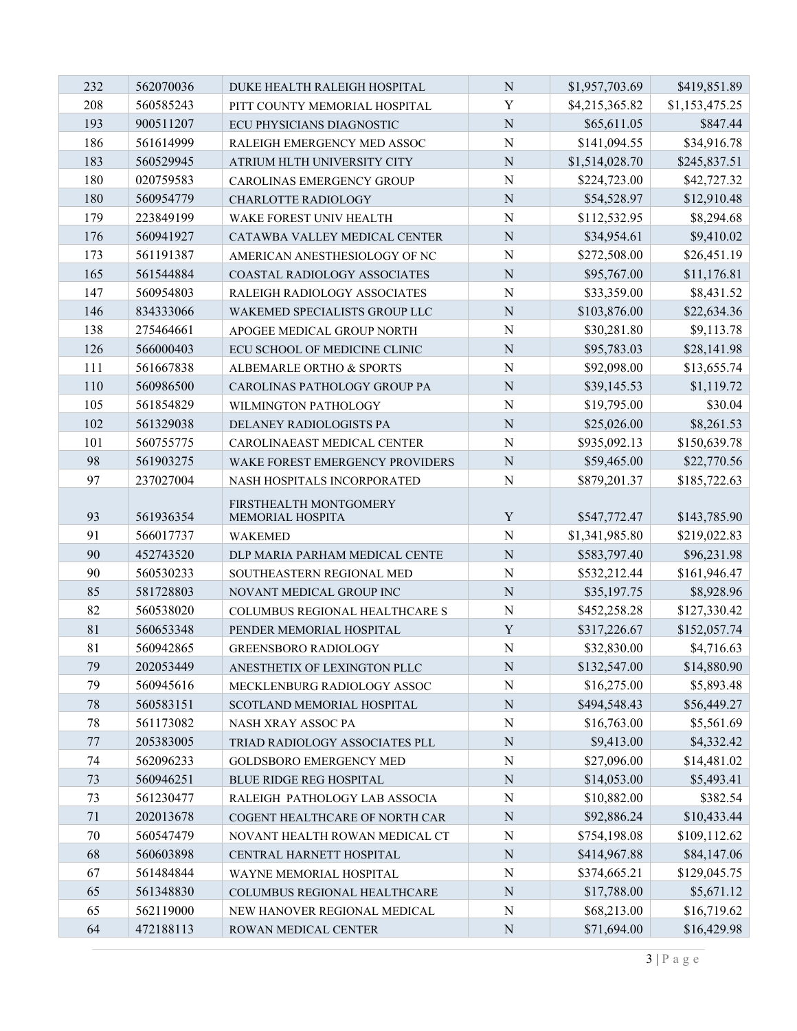| | | | | | |
|---|---|---|---|---|---|
| 232 | 562070036 | DUKE HEALTH RALEIGH HOSPITAL | N | $1,957,703.69 | $419,851.89 |
| 208 | 560585243 | PITT COUNTY MEMORIAL HOSPITAL | Y | $4,215,365.82 | $1,153,475.25 |
| 193 | 900511207 | ECU PHYSICIANS DIAGNOSTIC | N | $65,611.05 | $847.44 |
| 186 | 561614999 | RALEIGH EMERGENCY MED ASSOC | N | $141,094.55 | $34,916.78 |
| 183 | 560529945 | ATRIUM HLTH UNIVERSITY CITY | N | $1,514,028.70 | $245,837.51 |
| 180 | 020759583 | CAROLINAS EMERGENCY GROUP | N | $224,723.00 | $42,727.32 |
| 180 | 560954779 | CHARLOTTE RADIOLOGY | N | $54,528.97 | $12,910.48 |
| 179 | 223849199 | WAKE FOREST UNIV HEALTH | N | $112,532.95 | $8,294.68 |
| 176 | 560941927 | CATAWBA VALLEY MEDICAL CENTER | N | $34,954.61 | $9,410.02 |
| 173 | 561191387 | AMERICAN ANESTHESIOLOGY OF NC | N | $272,508.00 | $26,451.19 |
| 165 | 561544884 | COASTAL RADIOLOGY ASSOCIATES | N | $95,767.00 | $11,176.81 |
| 147 | 560954803 | RALEIGH RADIOLOGY ASSOCIATES | N | $33,359.00 | $8,431.52 |
| 146 | 834333066 | WAKEMED SPECIALISTS GROUP LLC | N | $103,876.00 | $22,634.36 |
| 138 | 275464661 | APOGEE MEDICAL GROUP NORTH | N | $30,281.80 | $9,113.78 |
| 126 | 566000403 | ECU SCHOOL OF MEDICINE CLINIC | N | $95,783.03 | $28,141.98 |
| 111 | 561667838 | ALBEMARLE ORTHO & SPORTS | N | $92,098.00 | $13,655.74 |
| 110 | 560986500 | CAROLINAS PATHOLOGY GROUP PA | N | $39,145.53 | $1,119.72 |
| 105 | 561854829 | WILMINGTON PATHOLOGY | N | $19,795.00 | $30.04 |
| 102 | 561329038 | DELANEY RADIOLOGISTS PA | N | $25,026.00 | $8,261.53 |
| 101 | 560755775 | CAROLINAEAST MEDICAL CENTER | N | $935,092.13 | $150,639.78 |
| 98 | 561903275 | WAKE FOREST EMERGENCY PROVIDERS | N | $59,465.00 | $22,770.56 |
| 97 | 237027004 | NASH HOSPITALS INCORPORATED | N | $879,201.37 | $185,722.63 |
| 93 | 561936354 | FIRSTHEALTH MONTGOMERY MEMORIAL HOSPITA | Y | $547,772.47 | $143,785.90 |
| 91 | 566017737 | WAKEMED | N | $1,341,985.80 | $219,022.83 |
| 90 | 452743520 | DLP MARIA PARHAM MEDICAL CENTE | N | $583,797.40 | $96,231.98 |
| 90 | 560530233 | SOUTHEASTERN REGIONAL MED | N | $532,212.44 | $161,946.47 |
| 85 | 581728803 | NOVANT MEDICAL GROUP INC | N | $35,197.75 | $8,928.96 |
| 82 | 560538020 | COLUMBUS REGIONAL HEALTHCARE S | N | $452,258.28 | $127,330.42 |
| 81 | 560653348 | PENDER MEMORIAL HOSPITAL | Y | $317,226.67 | $152,057.74 |
| 81 | 560942865 | GREENSBORO RADIOLOGY | N | $32,830.00 | $4,716.63 |
| 79 | 202053449 | ANESTHETIX OF LEXINGTON PLLC | N | $132,547.00 | $14,880.90 |
| 79 | 560945616 | MECKLENBURG RADIOLOGY ASSOC | N | $16,275.00 | $5,893.48 |
| 78 | 560583151 | SCOTLAND MEMORIAL HOSPITAL | N | $494,548.43 | $56,449.27 |
| 78 | 561173082 | NASH XRAY ASSOC PA | N | $16,763.00 | $5,561.69 |
| 77 | 205383005 | TRIAD RADIOLOGY ASSOCIATES PLL | N | $9,413.00 | $4,332.42 |
| 74 | 562096233 | GOLDSBORO EMERGENCY MED | N | $27,096.00 | $14,481.02 |
| 73 | 560946251 | BLUE RIDGE REG HOSPITAL | N | $14,053.00 | $5,493.41 |
| 73 | 561230477 | RALEIGH PATHOLOGY LAB ASSOCIA | N | $10,882.00 | $382.54 |
| 71 | 202013678 | COGENT HEALTHCARE OF NORTH CAR | N | $92,886.24 | $10,433.44 |
| 70 | 560547479 | NOVANT HEALTH ROWAN MEDICAL CT | N | $754,198.08 | $109,112.62 |
| 68 | 560603898 | CENTRAL HARNETT HOSPITAL | N | $414,967.88 | $84,147.06 |
| 67 | 561484844 | WAYNE MEMORIAL HOSPITAL | N | $374,665.21 | $129,045.75 |
| 65 | 561348830 | COLUMBUS REGIONAL HEALTHCARE | N | $17,788.00 | $5,671.12 |
| 65 | 562119000 | NEW HANOVER REGIONAL MEDICAL | N | $68,213.00 | $16,719.62 |
| 64 | 472188113 | ROWAN MEDICAL CENTER | N | $71,694.00 | $16,429.98 |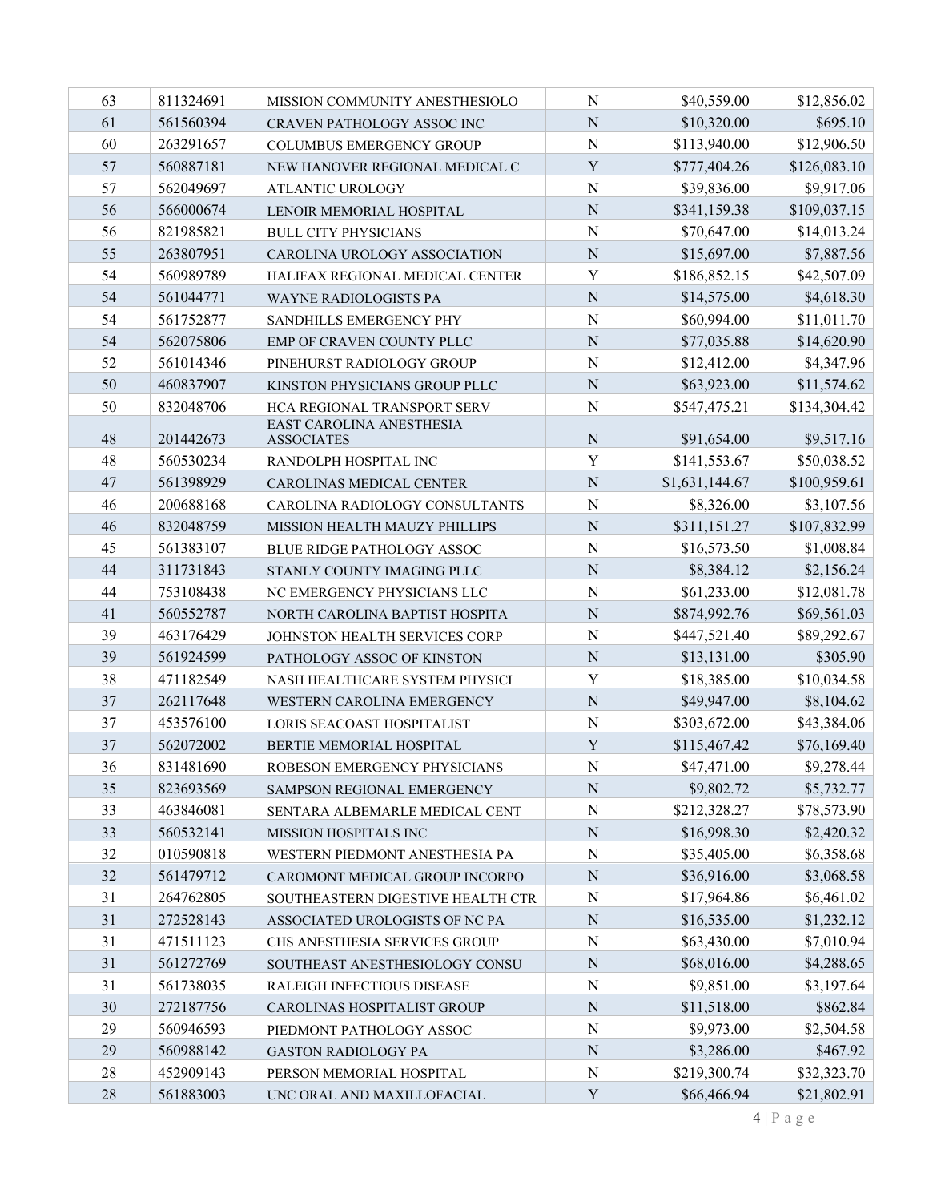| | | | | | |
|---|---|---|---|---|---|
| 63 | 811324691 | MISSION COMMUNITY ANESTHESIOLO | N | $40,559.00 | $12,856.02 |
| 61 | 561560394 | CRAVEN PATHOLOGY ASSOC INC | N | $10,320.00 | $695.10 |
| 60 | 263291657 | COLUMBUS EMERGENCY GROUP | N | $113,940.00 | $12,906.50 |
| 57 | 560887181 | NEW HANOVER REGIONAL MEDICAL C | Y | $777,404.26 | $126,083.10 |
| 57 | 562049697 | ATLANTIC UROLOGY | N | $39,836.00 | $9,917.06 |
| 56 | 566000674 | LENOIR MEMORIAL HOSPITAL | N | $341,159.38 | $109,037.15 |
| 56 | 821985821 | BULL CITY PHYSICIANS | N | $70,647.00 | $14,013.24 |
| 55 | 263807951 | CAROLINA UROLOGY ASSOCIATION | N | $15,697.00 | $7,887.56 |
| 54 | 560989789 | HALIFAX REGIONAL MEDICAL CENTER | Y | $186,852.15 | $42,507.09 |
| 54 | 561044771 | WAYNE RADIOLOGISTS PA | N | $14,575.00 | $4,618.30 |
| 54 | 561752877 | SANDHILLS EMERGENCY PHY | N | $60,994.00 | $11,011.70 |
| 54 | 562075806 | EMP OF CRAVEN COUNTY PLLC | N | $77,035.88 | $14,620.90 |
| 52 | 561014346 | PINEHURST RADIOLOGY GROUP | N | $12,412.00 | $4,347.96 |
| 50 | 460837907 | KINSTON PHYSICIANS GROUP PLLC | N | $63,923.00 | $11,574.62 |
| 50 | 832048706 | HCA REGIONAL TRANSPORT SERV | N | $547,475.21 | $134,304.42 |
| 48 | 201442673 | EAST CAROLINA ANESTHESIA ASSOCIATES | N | $91,654.00 | $9,517.16 |
| 48 | 560530234 | RANDOLPH HOSPITAL INC | Y | $141,553.67 | $50,038.52 |
| 47 | 561398929 | CAROLINAS MEDICAL CENTER | N | $1,631,144.67 | $100,959.61 |
| 46 | 200688168 | CAROLINA RADIOLOGY CONSULTANTS | N | $8,326.00 | $3,107.56 |
| 46 | 832048759 | MISSION HEALTH MAUZY PHILLIPS | N | $311,151.27 | $107,832.99 |
| 45 | 561383107 | BLUE RIDGE PATHOLOGY ASSOC | N | $16,573.50 | $1,008.84 |
| 44 | 311731843 | STANLY COUNTY IMAGING PLLC | N | $8,384.12 | $2,156.24 |
| 44 | 753108438 | NC EMERGENCY PHYSICIANS LLC | N | $61,233.00 | $12,081.78 |
| 41 | 560552787 | NORTH CAROLINA BAPTIST HOSPITA | N | $874,992.76 | $69,561.03 |
| 39 | 463176429 | JOHNSTON HEALTH SERVICES CORP | N | $447,521.40 | $89,292.67 |
| 39 | 561924599 | PATHOLOGY ASSOC OF KINSTON | N | $13,131.00 | $305.90 |
| 38 | 471182549 | NASH HEALTHCARE SYSTEM PHYSICI | Y | $18,385.00 | $10,034.58 |
| 37 | 262117648 | WESTERN CAROLINA EMERGENCY | N | $49,947.00 | $8,104.62 |
| 37 | 453576100 | LORIS SEACOAST HOSPITALIST | N | $303,672.00 | $43,384.06 |
| 37 | 562072002 | BERTIE MEMORIAL HOSPITAL | Y | $115,467.42 | $76,169.40 |
| 36 | 831481690 | ROBESON EMERGENCY PHYSICIANS | N | $47,471.00 | $9,278.44 |
| 35 | 823693569 | SAMPSON REGIONAL EMERGENCY | N | $9,802.72 | $5,732.77 |
| 33 | 463846081 | SENTARA ALBEMARLE MEDICAL CENT | N | $212,328.27 | $78,573.90 |
| 33 | 560532141 | MISSION HOSPITALS INC | N | $16,998.30 | $2,420.32 |
| 32 | 010590818 | WESTERN PIEDMONT ANESTHESIA PA | N | $35,405.00 | $6,358.68 |
| 32 | 561479712 | CAROMONT MEDICAL GROUP INCORPO | N | $36,916.00 | $3,068.58 |
| 31 | 264762805 | SOUTHEASTERN DIGESTIVE HEALTH CTR | N | $17,964.86 | $6,461.02 |
| 31 | 272528143 | ASSOCIATED UROLOGISTS OF NC PA | N | $16,535.00 | $1,232.12 |
| 31 | 471511123 | CHS ANESTHESIA SERVICES GROUP | N | $63,430.00 | $7,010.94 |
| 31 | 561272769 | SOUTHEAST ANESTHESIOLOGY CONSU | N | $68,016.00 | $4,288.65 |
| 31 | 561738035 | RALEIGH INFECTIOUS DISEASE | N | $9,851.00 | $3,197.64 |
| 30 | 272187756 | CAROLINAS HOSPITALIST GROUP | N | $11,518.00 | $862.84 |
| 29 | 560946593 | PIEDMONT PATHOLOGY ASSOC | N | $9,973.00 | $2,504.58 |
| 29 | 560988142 | GASTON RADIOLOGY PA | N | $3,286.00 | $467.92 |
| 28 | 452909143 | PERSON MEMORIAL HOSPITAL | N | $219,300.74 | $32,323.70 |
| 28 | 561883003 | UNC ORAL AND MAXILLOFACIAL | Y | $66,466.94 | $21,802.91 |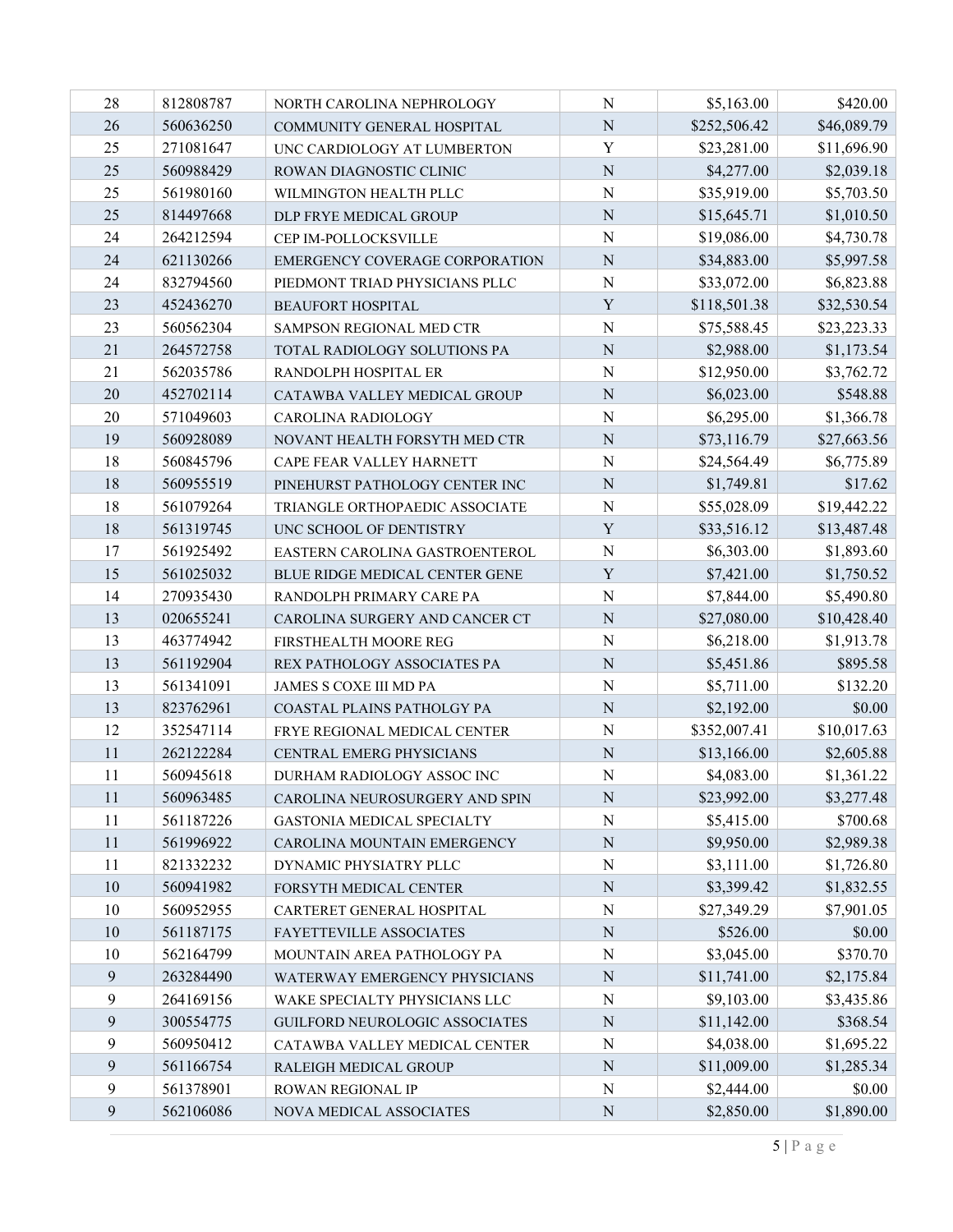| | | | | | |
|---|---|---|---|---|---|
| 28 | 812808787 | NORTH CAROLINA NEPHROLOGY | N | $5,163.00 | $420.00 |
| 26 | 560636250 | COMMUNITY GENERAL HOSPITAL | N | $252,506.42 | $46,089.79 |
| 25 | 271081647 | UNC CARDIOLOGY AT LUMBERTON | Y | $23,281.00 | $11,696.90 |
| 25 | 560988429 | ROWAN DIAGNOSTIC CLINIC | N | $4,277.00 | $2,039.18 |
| 25 | 561980160 | WILMINGTON HEALTH PLLC | N | $35,919.00 | $5,703.50 |
| 25 | 814497668 | DLP FRYE MEDICAL GROUP | N | $15,645.71 | $1,010.50 |
| 24 | 264212594 | CEP IM-POLLOCKSVILLE | N | $19,086.00 | $4,730.78 |
| 24 | 621130266 | EMERGENCY COVERAGE CORPORATION | N | $34,883.00 | $5,997.58 |
| 24 | 832794560 | PIEDMONT TRIAD PHYSICIANS PLLC | N | $33,072.00 | $6,823.88 |
| 23 | 452436270 | BEAUFORT HOSPITAL | Y | $118,501.38 | $32,530.54 |
| 23 | 560562304 | SAMPSON REGIONAL MED CTR | N | $75,588.45 | $23,223.33 |
| 21 | 264572758 | TOTAL RADIOLOGY SOLUTIONS PA | N | $2,988.00 | $1,173.54 |
| 21 | 562035786 | RANDOLPH HOSPITAL ER | N | $12,950.00 | $3,762.72 |
| 20 | 452702114 | CATAWBA VALLEY MEDICAL GROUP | N | $6,023.00 | $548.88 |
| 20 | 571049603 | CAROLINA RADIOLOGY | N | $6,295.00 | $1,366.78 |
| 19 | 560928089 | NOVANT HEALTH FORSYTH MED CTR | N | $73,116.79 | $27,663.56 |
| 18 | 560845796 | CAPE FEAR VALLEY HARNETT | N | $24,564.49 | $6,775.89 |
| 18 | 560955519 | PINEHURST PATHOLOGY CENTER INC | N | $1,749.81 | $17.62 |
| 18 | 561079264 | TRIANGLE ORTHOPAEDIC ASSOCIATE | N | $55,028.09 | $19,442.22 |
| 18 | 561319745 | UNC SCHOOL OF DENTISTRY | Y | $33,516.12 | $13,487.48 |
| 17 | 561925492 | EASTERN CAROLINA GASTROENTEROL | N | $6,303.00 | $1,893.60 |
| 15 | 561025032 | BLUE RIDGE MEDICAL CENTER GENE | Y | $7,421.00 | $1,750.52 |
| 14 | 270935430 | RANDOLPH PRIMARY CARE PA | N | $7,844.00 | $5,490.80 |
| 13 | 020655241 | CAROLINA SURGERY AND CANCER CT | N | $27,080.00 | $10,428.40 |
| 13 | 463774942 | FIRSTHEALTH MOORE REG | N | $6,218.00 | $1,913.78 |
| 13 | 561192904 | REX PATHOLOGY ASSOCIATES PA | N | $5,451.86 | $895.58 |
| 13 | 561341091 | JAMES S COXE III MD PA | N | $5,711.00 | $132.20 |
| 13 | 823762961 | COASTAL PLAINS PATHOLGY PA | N | $2,192.00 | $0.00 |
| 12 | 352547114 | FRYE REGIONAL MEDICAL CENTER | N | $352,007.41 | $10,017.63 |
| 11 | 262122284 | CENTRAL EMERG PHYSICIANS | N | $13,166.00 | $2,605.88 |
| 11 | 560945618 | DURHAM RADIOLOGY ASSOC INC | N | $4,083.00 | $1,361.22 |
| 11 | 560963485 | CAROLINA NEUROSURGERY AND SPIN | N | $23,992.00 | $3,277.48 |
| 11 | 561187226 | GASTONIA MEDICAL SPECIALTY | N | $5,415.00 | $700.68 |
| 11 | 561996922 | CAROLINA MOUNTAIN EMERGENCY | N | $9,950.00 | $2,989.38 |
| 11 | 821332232 | DYNAMIC PHYSIATRY PLLC | N | $3,111.00 | $1,726.80 |
| 10 | 560941982 | FORSYTH MEDICAL CENTER | N | $3,399.42 | $1,832.55 |
| 10 | 560952955 | CARTERET GENERAL HOSPITAL | N | $27,349.29 | $7,901.05 |
| 10 | 561187175 | FAYETTEVILLE ASSOCIATES | N | $526.00 | $0.00 |
| 10 | 562164799 | MOUNTAIN AREA PATHOLOGY PA | N | $3,045.00 | $370.70 |
| 9 | 263284490 | WATERWAY EMERGENCY PHYSICIANS | N | $11,741.00 | $2,175.84 |
| 9 | 264169156 | WAKE SPECIALTY PHYSICIANS LLC | N | $9,103.00 | $3,435.86 |
| 9 | 300554775 | GUILFORD NEUROLOGIC ASSOCIATES | N | $11,142.00 | $368.54 |
| 9 | 560950412 | CATAWBA VALLEY MEDICAL CENTER | N | $4,038.00 | $1,695.22 |
| 9 | 561166754 | RALEIGH MEDICAL GROUP | N | $11,009.00 | $1,285.34 |
| 9 | 561378901 | ROWAN REGIONAL IP | N | $2,444.00 | $0.00 |
| 9 | 562106086 | NOVA MEDICAL ASSOCIATES | N | $2,850.00 | $1,890.00 |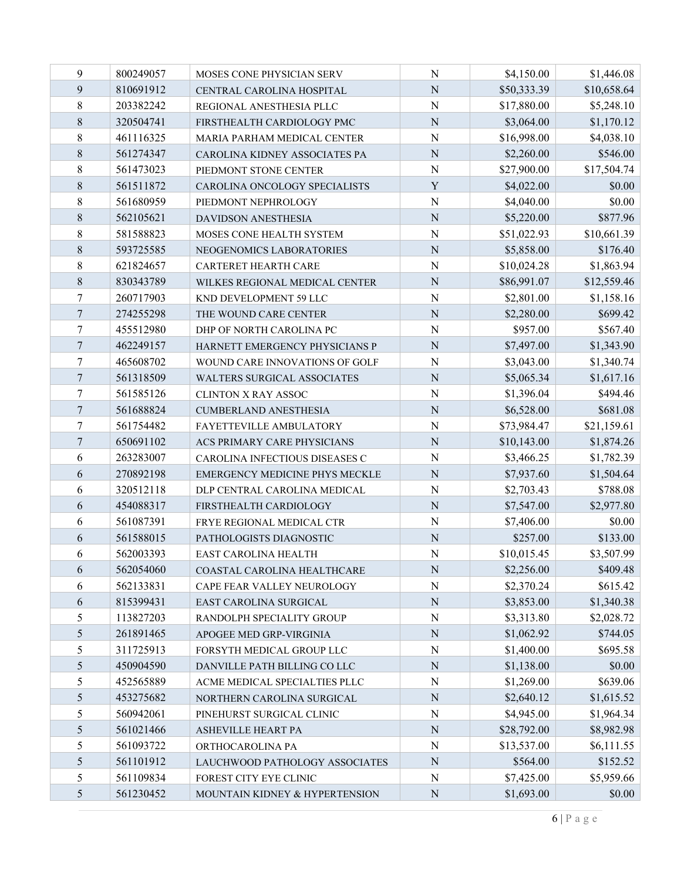| | | | | | |
|---|---|---|---|---|---|
| 9 | 800249057 | MOSES CONE PHYSICIAN SERV | N | $4,150.00 | $1,446.08 |
| 9 | 810691912 | CENTRAL CAROLINA HOSPITAL | N | $50,333.39 | $10,658.64 |
| 8 | 203382242 | REGIONAL ANESTHESIA PLLC | N | $17,880.00 | $5,248.10 |
| 8 | 320504741 | FIRSTHEALTH CARDIOLOGY PMC | N | $3,064.00 | $1,170.12 |
| 8 | 461116325 | MARIA PARHAM MEDICAL CENTER | N | $16,998.00 | $4,038.10 |
| 8 | 561274347 | CAROLINA KIDNEY ASSOCIATES PA | N | $2,260.00 | $546.00 |
| 8 | 561473023 | PIEDMONT STONE CENTER | N | $27,900.00 | $17,504.74 |
| 8 | 561511872 | CAROLINA ONCOLOGY SPECIALISTS | Y | $4,022.00 | $0.00 |
| 8 | 561680959 | PIEDMONT NEPHROLOGY | N | $4,040.00 | $0.00 |
| 8 | 562105621 | DAVIDSON ANESTHESIA | N | $5,220.00 | $877.96 |
| 8 | 581588823 | MOSES CONE HEALTH SYSTEM | N | $51,022.93 | $10,661.39 |
| 8 | 593725585 | NEOGENOMICS LABORATORIES | N | $5,858.00 | $176.40 |
| 8 | 621824657 | CARTERET HEARTH CARE | N | $10,024.28 | $1,863.94 |
| 8 | 830343789 | WILKES REGIONAL MEDICAL CENTER | N | $86,991.07 | $12,559.46 |
| 7 | 260717903 | KND DEVELOPMENT 59 LLC | N | $2,801.00 | $1,158.16 |
| 7 | 274255298 | THE WOUND CARE CENTER | N | $2,280.00 | $699.42 |
| 7 | 455512980 | DHP OF NORTH CAROLINA PC | N | $957.00 | $567.40 |
| 7 | 462249157 | HARNETT EMERGENCY PHYSICIANS P | N | $7,497.00 | $1,343.90 |
| 7 | 465608702 | WOUND CARE INNOVATIONS OF GOLF | N | $3,043.00 | $1,340.74 |
| 7 | 561318509 | WALTERS SURGICAL ASSOCIATES | N | $5,065.34 | $1,617.16 |
| 7 | 561585126 | CLINTON X RAY ASSOC | N | $1,396.04 | $494.46 |
| 7 | 561688824 | CUMBERLAND ANESTHESIA | N | $6,528.00 | $681.08 |
| 7 | 561754482 | FAYETTEVILLE AMBULATORY | N | $73,984.47 | $21,159.61 |
| 7 | 650691102 | ACS PRIMARY CARE PHYSICIANS | N | $10,143.00 | $1,874.26 |
| 6 | 263283007 | CAROLINA INFECTIOUS DISEASES C | N | $3,466.25 | $1,782.39 |
| 6 | 270892198 | EMERGENCY MEDICINE PHYS MECKLE | N | $7,937.60 | $1,504.64 |
| 6 | 320512118 | DLP CENTRAL CAROLINA MEDICAL | N | $2,703.43 | $788.08 |
| 6 | 454088317 | FIRSTHEALTH CARDIOLOGY | N | $7,547.00 | $2,977.80 |
| 6 | 561087391 | FRYE REGIONAL MEDICAL CTR | N | $7,406.00 | $0.00 |
| 6 | 561588015 | PATHOLOGISTS DIAGNOSTIC | N | $257.00 | $133.00 |
| 6 | 562003393 | EAST CAROLINA HEALTH | N | $10,015.45 | $3,507.99 |
| 6 | 562054060 | COASTAL CAROLINA HEALTHCARE | N | $2,256.00 | $409.48 |
| 6 | 562133831 | CAPE FEAR VALLEY NEUROLOGY | N | $2,370.24 | $615.42 |
| 6 | 815399431 | EAST CAROLINA SURGICAL | N | $3,853.00 | $1,340.38 |
| 5 | 113827203 | RANDOLPH SPECIALITY GROUP | N | $3,313.80 | $2,028.72 |
| 5 | 261891465 | APOGEE MED GRP-VIRGINIA | N | $1,062.92 | $744.05 |
| 5 | 311725913 | FORSYTH MEDICAL GROUP LLC | N | $1,400.00 | $695.58 |
| 5 | 450904590 | DANVILLE PATH BILLING CO LLC | N | $1,138.00 | $0.00 |
| 5 | 452565889 | ACME MEDICAL SPECIALTIES PLLC | N | $1,269.00 | $639.06 |
| 5 | 453275682 | NORTHERN CAROLINA SURGICAL | N | $2,640.12 | $1,615.52 |
| 5 | 560942061 | PINEHURST SURGICAL CLINIC | N | $4,945.00 | $1,964.34 |
| 5 | 561021466 | ASHEVILLE HEART PA | N | $28,792.00 | $8,982.98 |
| 5 | 561093722 | ORTHOCAROLINA PA | N | $13,537.00 | $6,111.55 |
| 5 | 561101912 | LAUCHWOOD PATHOLOGY ASSOCIATES | N | $564.00 | $152.52 |
| 5 | 561109834 | FOREST CITY EYE CLINIC | N | $7,425.00 | $5,959.66 |
| 5 | 561230452 | MOUNTAIN KIDNEY & HYPERTENSION | N | $1,693.00 | $0.00 |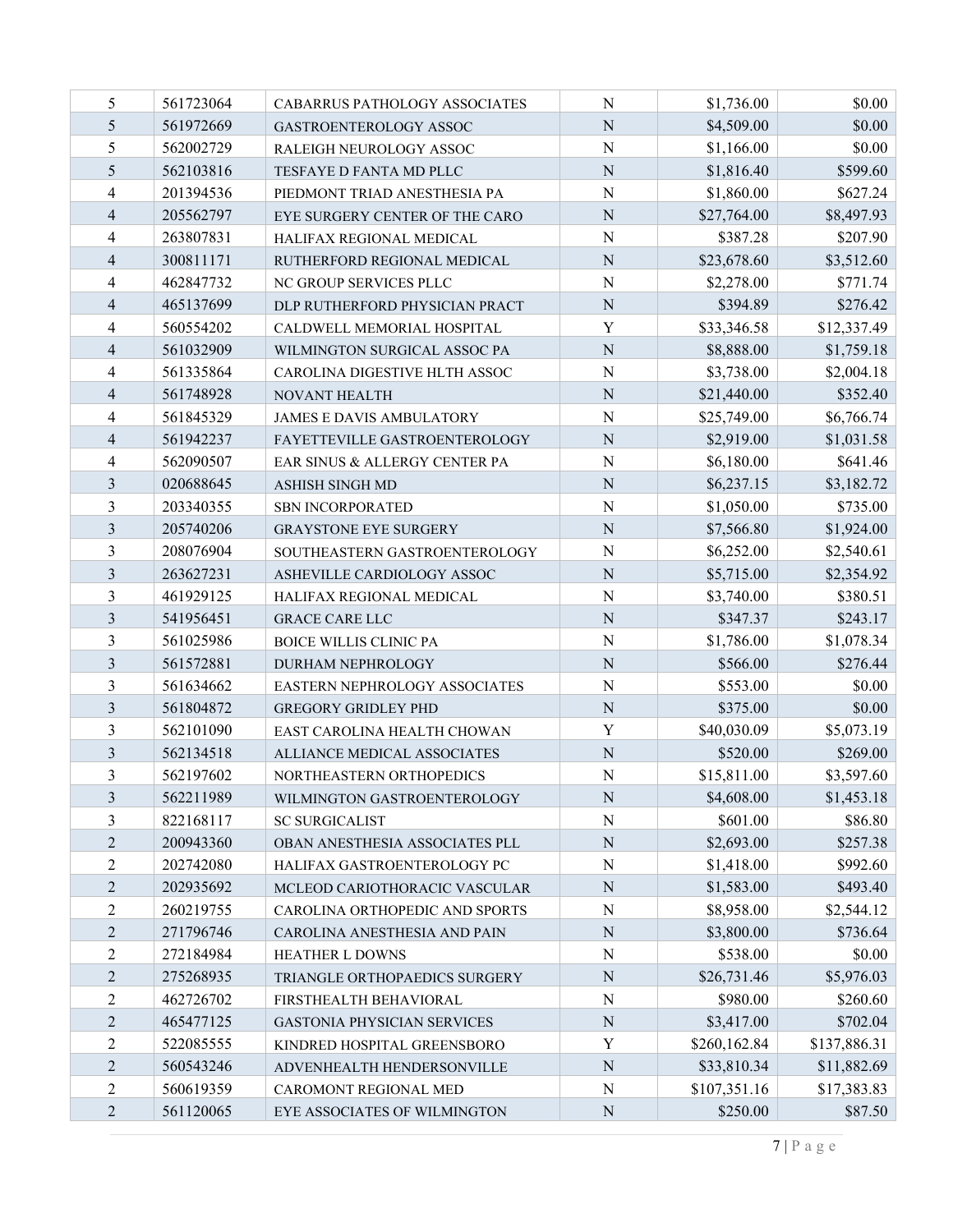| | | | | | |
|---|---|---|---|---|---|
| 5 | 561723064 | CABARRUS PATHOLOGY ASSOCIATES | N | $1,736.00 | $0.00 |
| 5 | 561972669 | GASTROENTEROLOGY ASSOC | N | $4,509.00 | $0.00 |
| 5 | 562002729 | RALEIGH NEUROLOGY ASSOC | N | $1,166.00 | $0.00 |
| 5 | 562103816 | TESFAYE D FANTA MD PLLC | N | $1,816.40 | $599.60 |
| 4 | 201394536 | PIEDMONT TRIAD ANESTHESIA PA | N | $1,860.00 | $627.24 |
| 4 | 205562797 | EYE SURGERY CENTER OF THE CARO | N | $27,764.00 | $8,497.93 |
| 4 | 263807831 | HALIFAX REGIONAL MEDICAL | N | $387.28 | $207.90 |
| 4 | 300811171 | RUTHERFORD REGIONAL MEDICAL | N | $23,678.60 | $3,512.60 |
| 4 | 462847732 | NC GROUP SERVICES PLLC | N | $2,278.00 | $771.74 |
| 4 | 465137699 | DLP RUTHERFORD PHYSICIAN PRACT | N | $394.89 | $276.42 |
| 4 | 560554202 | CALDWELL MEMORIAL HOSPITAL | Y | $33,346.58 | $12,337.49 |
| 4 | 561032909 | WILMINGTON SURGICAL ASSOC PA | N | $8,888.00 | $1,759.18 |
| 4 | 561335864 | CAROLINA DIGESTIVE HLTH ASSOC | N | $3,738.00 | $2,004.18 |
| 4 | 561748928 | NOVANT HEALTH | N | $21,440.00 | $352.40 |
| 4 | 561845329 | JAMES E DAVIS AMBULATORY | N | $25,749.00 | $6,766.74 |
| 4 | 561942237 | FAYETTEVILLE GASTROENTEROLOGY | N | $2,919.00 | $1,031.58 |
| 4 | 562090507 | EAR SINUS & ALLERGY CENTER PA | N | $6,180.00 | $641.46 |
| 3 | 020688645 | ASHISH SINGH MD | N | $6,237.15 | $3,182.72 |
| 3 | 203340355 | SBN INCORPORATED | N | $1,050.00 | $735.00 |
| 3 | 205740206 | GRAYSTONE EYE SURGERY | N | $7,566.80 | $1,924.00 |
| 3 | 208076904 | SOUTHEASTERN GASTROENTEROLOGY | N | $6,252.00 | $2,540.61 |
| 3 | 263627231 | ASHEVILLE CARDIOLOGY ASSOC | N | $5,715.00 | $2,354.92 |
| 3 | 461929125 | HALIFAX REGIONAL MEDICAL | N | $3,740.00 | $380.51 |
| 3 | 541956451 | GRACE CARE LLC | N | $347.37 | $243.17 |
| 3 | 561025986 | BOICE WILLIS CLINIC PA | N | $1,786.00 | $1,078.34 |
| 3 | 561572881 | DURHAM NEPHROLOGY | N | $566.00 | $276.44 |
| 3 | 561634662 | EASTERN NEPHROLOGY ASSOCIATES | N | $553.00 | $0.00 |
| 3 | 561804872 | GREGORY GRIDLEY PHD | N | $375.00 | $0.00 |
| 3 | 562101090 | EAST CAROLINA HEALTH CHOWAN | Y | $40,030.09 | $5,073.19 |
| 3 | 562134518 | ALLIANCE MEDICAL ASSOCIATES | N | $520.00 | $269.00 |
| 3 | 562197602 | NORTHEASTERN ORTHOPEDICS | N | $15,811.00 | $3,597.60 |
| 3 | 562211989 | WILMINGTON GASTROENTEROLOGY | N | $4,608.00 | $1,453.18 |
| 3 | 822168117 | SC SURGICALIST | N | $601.00 | $86.80 |
| 2 | 200943360 | OBAN ANESTHESIA ASSOCIATES PLL | N | $2,693.00 | $257.38 |
| 2 | 202742080 | HALIFAX GASTROENTEROLOGY PC | N | $1,418.00 | $992.60 |
| 2 | 202935692 | MCLEOD CARIOTHORACIC VASCULAR | N | $1,583.00 | $493.40 |
| 2 | 260219755 | CAROLINA ORTHOPEDIC AND SPORTS | N | $8,958.00 | $2,544.12 |
| 2 | 271796746 | CAROLINA ANESTHESIA AND PAIN | N | $3,800.00 | $736.64 |
| 2 | 272184984 | HEATHER L DOWNS | N | $538.00 | $0.00 |
| 2 | 275268935 | TRIANGLE ORTHOPAEDICS SURGERY | N | $26,731.46 | $5,976.03 |
| 2 | 462726702 | FIRSTHEALTH BEHAVIORAL | N | $980.00 | $260.60 |
| 2 | 465477125 | GASTONIA PHYSICIAN SERVICES | N | $3,417.00 | $702.04 |
| 2 | 522085555 | KINDRED HOSPITAL GREENSBORO | Y | $260,162.84 | $137,886.31 |
| 2 | 560543246 | ADVENHEALTH HENDERSONVILLE | N | $33,810.34 | $11,882.69 |
| 2 | 560619359 | CAROMONT REGIONAL MED | N | $107,351.16 | $17,383.83 |
| 2 | 561120065 | EYE ASSOCIATES OF WILMINGTON | N | $250.00 | $87.50 |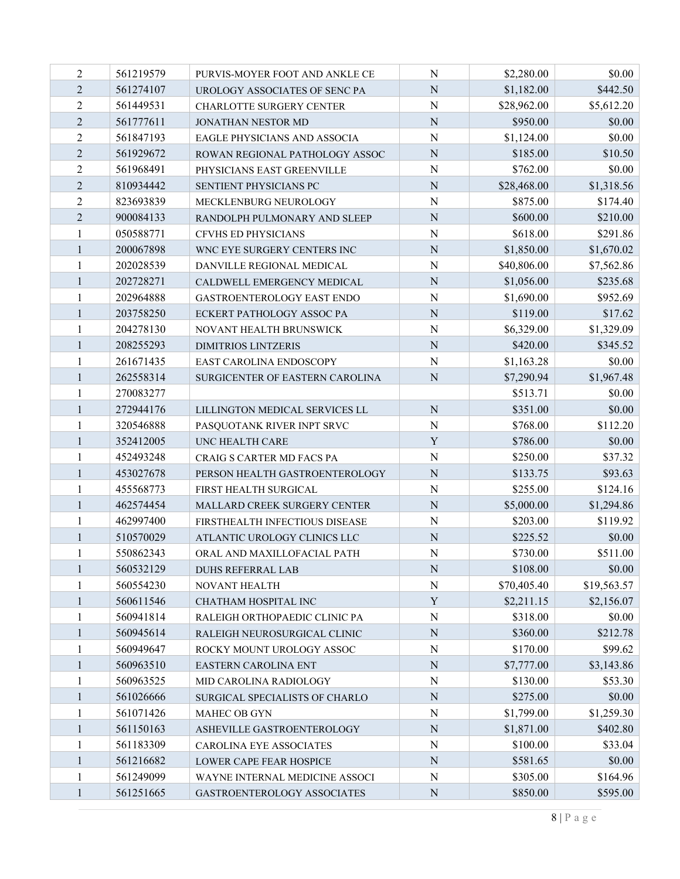| | | | | | |
|---|---|---|---|---|---|
| 2 | 561219579 | PURVIS-MOYER FOOT AND ANKLE CE | N | $2,280.00 | $0.00 |
| 2 | 561274107 | UROLOGY ASSOCIATES OF SENC PA | N | $1,182.00 | $442.50 |
| 2 | 561449531 | CHARLOTTE SURGERY CENTER | N | $28,962.00 | $5,612.20 |
| 2 | 561777611 | JONATHAN NESTOR MD | N | $950.00 | $0.00 |
| 2 | 561847193 | EAGLE PHYSICIANS AND ASSOCIA | N | $1,124.00 | $0.00 |
| 2 | 561929672 | ROWAN REGIONAL PATHOLOGY ASSOC | N | $185.00 | $10.50 |
| 2 | 561968491 | PHYSICIANS EAST GREENVILLE | N | $762.00 | $0.00 |
| 2 | 810934442 | SENTIENT PHYSICIANS PC | N | $28,468.00 | $1,318.56 |
| 2 | 823693839 | MECKLENBURG NEUROLOGY | N | $875.00 | $174.40 |
| 2 | 900084133 | RANDOLPH PULMONARY AND SLEEP | N | $600.00 | $210.00 |
| 1 | 050588771 | CFVHS ED PHYSICIANS | N | $618.00 | $291.86 |
| 1 | 200067898 | WNC EYE SURGERY CENTERS INC | N | $1,850.00 | $1,670.02 |
| 1 | 202028539 | DANVILLE REGIONAL MEDICAL | N | $40,806.00 | $7,562.86 |
| 1 | 202728271 | CALDWELL EMERGENCY MEDICAL | N | $1,056.00 | $235.68 |
| 1 | 202964888 | GASTROENTEROLOGY EAST ENDO | N | $1,690.00 | $952.69 |
| 1 | 203758250 | ECKERT PATHOLOGY ASSOC PA | N | $119.00 | $17.62 |
| 1 | 204278130 | NOVANT HEALTH BRUNSWICK | N | $6,329.00 | $1,329.09 |
| 1 | 208255293 | DIMITRIOS LINTZERIS | N | $420.00 | $345.52 |
| 1 | 261671435 | EAST CAROLINA ENDOSCOPY | N | $1,163.28 | $0.00 |
| 1 | 262558314 | SURGICENTER OF EASTERN CAROLINA | N | $7,290.94 | $1,967.48 |
| 1 | 270083277 | | | $513.71 | $0.00 |
| 1 | 272944176 | LILLINGTON MEDICAL SERVICES LL | N | $351.00 | $0.00 |
| 1 | 320546888 | PASQUOTANK RIVER INPT SRVC | N | $768.00 | $112.20 |
| 1 | 352412005 | UNC HEALTH CARE | Y | $786.00 | $0.00 |
| 1 | 452493248 | CRAIG S CARTER MD FACS PA | N | $250.00 | $37.32 |
| 1 | 453027678 | PERSON HEALTH GASTROENTEROLOGY | N | $133.75 | $93.63 |
| 1 | 455568773 | FIRST HEALTH SURGICAL | N | $255.00 | $124.16 |
| 1 | 462574454 | MALLARD CREEK SURGERY CENTER | N | $5,000.00 | $1,294.86 |
| 1 | 462997400 | FIRSTHEALTH INFECTIOUS DISEASE | N | $203.00 | $119.92 |
| 1 | 510570029 | ATLANTIC UROLOGY CLINICS LLC | N | $225.52 | $0.00 |
| 1 | 550862343 | ORAL AND MAXILLOFACIAL PATH | N | $730.00 | $511.00 |
| 1 | 560532129 | DUHS REFERRAL LAB | N | $108.00 | $0.00 |
| 1 | 560554230 | NOVANT HEALTH | N | $70,405.40 | $19,563.57 |
| 1 | 560611546 | CHATHAM HOSPITAL INC | Y | $2,211.15 | $2,156.07 |
| 1 | 560941814 | RALEIGH ORTHOPAEDIC CLINIC PA | N | $318.00 | $0.00 |
| 1 | 560945614 | RALEIGH NEUROSURGICAL CLINIC | N | $360.00 | $212.78 |
| 1 | 560949647 | ROCKY MOUNT UROLOGY ASSOC | N | $170.00 | $99.62 |
| 1 | 560963510 | EASTERN CAROLINA ENT | N | $7,777.00 | $3,143.86 |
| 1 | 560963525 | MID CAROLINA RADIOLOGY | N | $130.00 | $53.30 |
| 1 | 561026666 | SURGICAL SPECIALISTS OF CHARLO | N | $275.00 | $0.00 |
| 1 | 561071426 | MAHEC OB GYN | N | $1,799.00 | $1,259.30 |
| 1 | 561150163 | ASHEVILLE GASTROENTEROLOGY | N | $1,871.00 | $402.80 |
| 1 | 561183309 | CAROLINA EYE ASSOCIATES | N | $100.00 | $33.04 |
| 1 | 561216682 | LOWER CAPE FEAR HOSPICE | N | $581.65 | $0.00 |
| 1 | 561249099 | WAYNE INTERNAL MEDICINE ASSOCI | N | $305.00 | $164.96 |
| 1 | 561251665 | GASTROENTEROLOGY ASSOCIATES | N | $850.00 | $595.00 |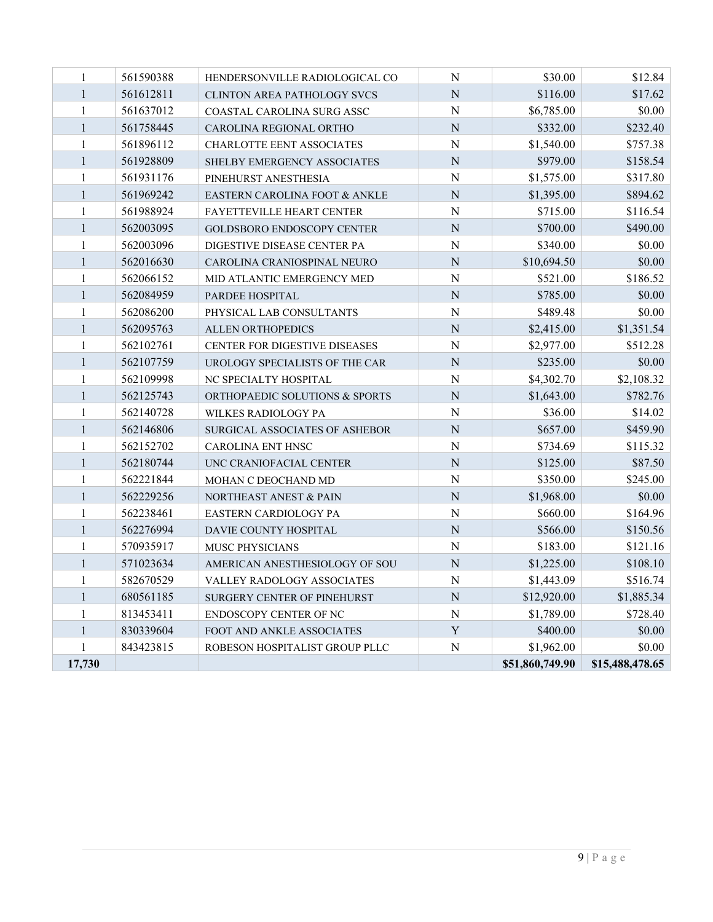| | | | | | |
|---|---|---|---|---|---|
| 1 | 561590388 | HENDERSONVILLE RADIOLOGICAL CO | N | $30.00 | $12.84 |
| 1 | 561612811 | CLINTON AREA PATHOLOGY SVCS | N | $116.00 | $17.62 |
| 1 | 561637012 | COASTAL CAROLINA SURG ASSC | N | $6,785.00 | $0.00 |
| 1 | 561758445 | CAROLINA REGIONAL ORTHO | N | $332.00 | $232.40 |
| 1 | 561896112 | CHARLOTTE EENT ASSOCIATES | N | $1,540.00 | $757.38 |
| 1 | 561928809 | SHELBY EMERGENCY ASSOCIATES | N | $979.00 | $158.54 |
| 1 | 561931176 | PINEHURST ANESTHESIA | N | $1,575.00 | $317.80 |
| 1 | 561969242 | EASTERN CAROLINA FOOT & ANKLE | N | $1,395.00 | $894.62 |
| 1 | 561988924 | FAYETTEVILLE HEART CENTER | N | $715.00 | $116.54 |
| 1 | 562003095 | GOLDSBORO ENDOSCOPY CENTER | N | $700.00 | $490.00 |
| 1 | 562003096 | DIGESTIVE DISEASE CENTER PA | N | $340.00 | $0.00 |
| 1 | 562016630 | CAROLINA CRANIOSPINAL NEURO | N | $10,694.50 | $0.00 |
| 1 | 562066152 | MID ATLANTIC EMERGENCY MED | N | $521.00 | $186.52 |
| 1 | 562084959 | PARDEE HOSPITAL | N | $785.00 | $0.00 |
| 1 | 562086200 | PHYSICAL LAB CONSULTANTS | N | $489.48 | $0.00 |
| 1 | 562095763 | ALLEN ORTHOPEDICS | N | $2,415.00 | $1,351.54 |
| 1 | 562102761 | CENTER FOR DIGESTIVE DISEASES | N | $2,977.00 | $512.28 |
| 1 | 562107759 | UROLOGY SPECIALISTS OF THE CAR | N | $235.00 | $0.00 |
| 1 | 562109998 | NC SPECIALTY HOSPITAL | N | $4,302.70 | $2,108.32 |
| 1 | 562125743 | ORTHOPAEDIC SOLUTIONS & SPORTS | N | $1,643.00 | $782.76 |
| 1 | 562140728 | WILKES RADIOLOGY PA | N | $36.00 | $14.02 |
| 1 | 562146806 | SURGICAL ASSOCIATES OF ASHEBOR | N | $657.00 | $459.90 |
| 1 | 562152702 | CAROLINA ENT HNSC | N | $734.69 | $115.32 |
| 1 | 562180744 | UNC CRANIOFACIAL CENTER | N | $125.00 | $87.50 |
| 1 | 562221844 | MOHAN C DEOCHAND MD | N | $350.00 | $245.00 |
| 1 | 562229256 | NORTHEAST ANEST & PAIN | N | $1,968.00 | $0.00 |
| 1 | 562238461 | EASTERN CARDIOLOGY PA | N | $660.00 | $164.96 |
| 1 | 562276994 | DAVIE COUNTY HOSPITAL | N | $566.00 | $150.56 |
| 1 | 570935917 | MUSC PHYSICIANS | N | $183.00 | $121.16 |
| 1 | 571023634 | AMERICAN ANESTHESIOLOGY OF SOU | N | $1,225.00 | $108.10 |
| 1 | 582670529 | VALLEY RADOLOGY ASSOCIATES | N | $1,443.09 | $516.74 |
| 1 | 680561185 | SURGERY CENTER OF PINEHURST | N | $12,920.00 | $1,885.34 |
| 1 | 813453411 | ENDOSCOPY CENTER OF NC | N | $1,789.00 | $728.40 |
| 1 | 830339604 | FOOT AND ANKLE ASSOCIATES | Y | $400.00 | $0.00 |
| 1 | 843423815 | ROBESON HOSPITALIST GROUP PLLC | N | $1,962.00 | $0.00 |
| **17,730** | | | | **$51,860,749.90** | **$15,488,478.65** |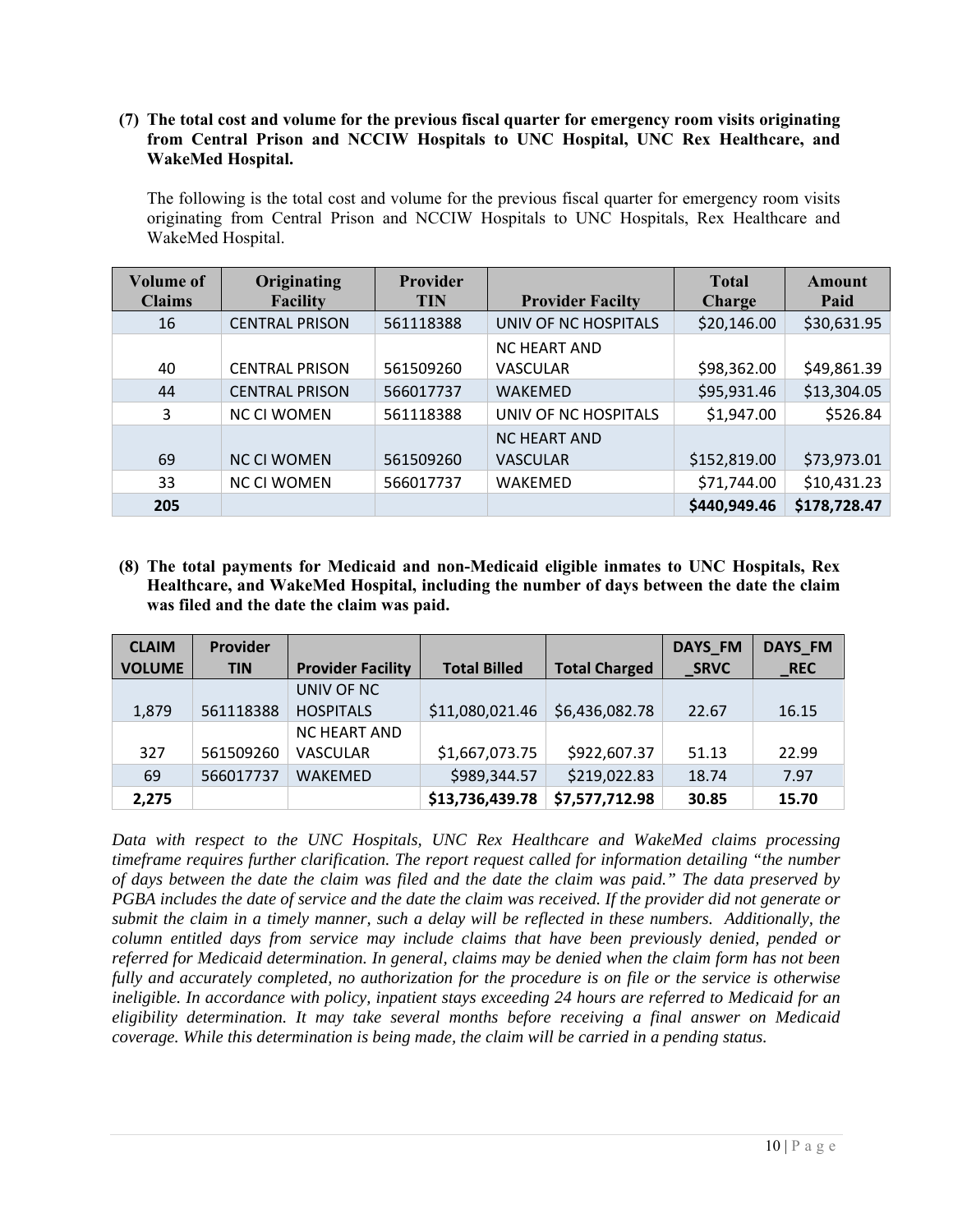**(7) The total cost and volume for the previous fiscal quarter for emergency room visits originating from Central Prison and NCCIW Hospitals to UNC Hospital, UNC Rex Healthcare, and WakeMed Hospital.**

The following is the total cost and volume for the previous fiscal quarter for emergency room visits originating from Central Prison and NCCIW Hospitals to UNC Hospitals, Rex Healthcare and WakeMed Hospital.

| Volume of Claims | Originating Facility | Provider TIN | Provider Facilty | Total Charge | Amount Paid |
|---|---|---|---|---|---|
| 16 | CENTRAL PRISON | 561118388 | UNIV OF NC HOSPITALS | $20,146.00 | $30,631.95 |
| 40 | CENTRAL PRISON | 561509260 | NC HEART AND VASCULAR | $98,362.00 | $49,861.39 |
| 44 | CENTRAL PRISON | 566017737 | WAKEMED | $95,931.46 | $13,304.05 |
| 3 | NC CI WOMEN | 561118388 | UNIV OF NC HOSPITALS | $1,947.00 | $526.84 |
| 69 | NC CI WOMEN | 561509260 | NC HEART AND VASCULAR | $152,819.00 | $73,973.01 |
| 33 | NC CI WOMEN | 566017737 | WAKEMED | $71,744.00 | $10,431.23 |
| **205** | | | | **$440,949.46** | **$178,728.47** |

**(8) The total payments for Medicaid and non-Medicaid eligible inmates to UNC Hospitals, Rex Healthcare, and WakeMed Hospital, including the number of days between the date the claim was filed and the date the claim was paid.**

| CLAIM VOLUME | Provider TIN | Provider Facility | Total Billed | Total Charged | DAYS_FM_SRVC | DAYS_FM_REC |
|---|---|---|---|---|---|---|
| 1,879 | 561118388 | UNIV OF NC HOSPITALS | $11,080,021.46 | $6,436,082.78 | 22.67 | 16.15 |
| 327 | 561509260 | NC HEART AND VASCULAR | $1,667,073.75 | $922,607.37 | 51.13 | 22.99 |
| 69 | 566017737 | WAKEMED | $989,344.57 | $219,022.83 | 18.74 | 7.97 |
| **2,275** | | | **$13,736,439.78** | **$7,577,712.98** | **30.85** | **15.70** |

*Data with respect to the UNC Hospitals, UNC Rex Healthcare and WakeMed claims processing timeframe requires further clarification. The report request called for information detailing "the number of days between the date the claim was filed and the date the claim was paid." The data preserved by PGBA includes the date of service and the date the claim was received. If the provider did not generate or submit the claim in a timely manner, such a delay will be reflected in these numbers. Additionally, the column entitled days from service may include claims that have been previously denied, pended or referred for Medicaid determination. In general, claims may be denied when the claim form has not been fully and accurately completed, no authorization for the procedure is on file or the service is otherwise ineligible. In accordance with policy, inpatient stays exceeding 24 hours are referred to Medicaid for an eligibility determination. It may take several months before receiving a final answer on Medicaid coverage. While this determination is being made, the claim will be carried in a pending status.*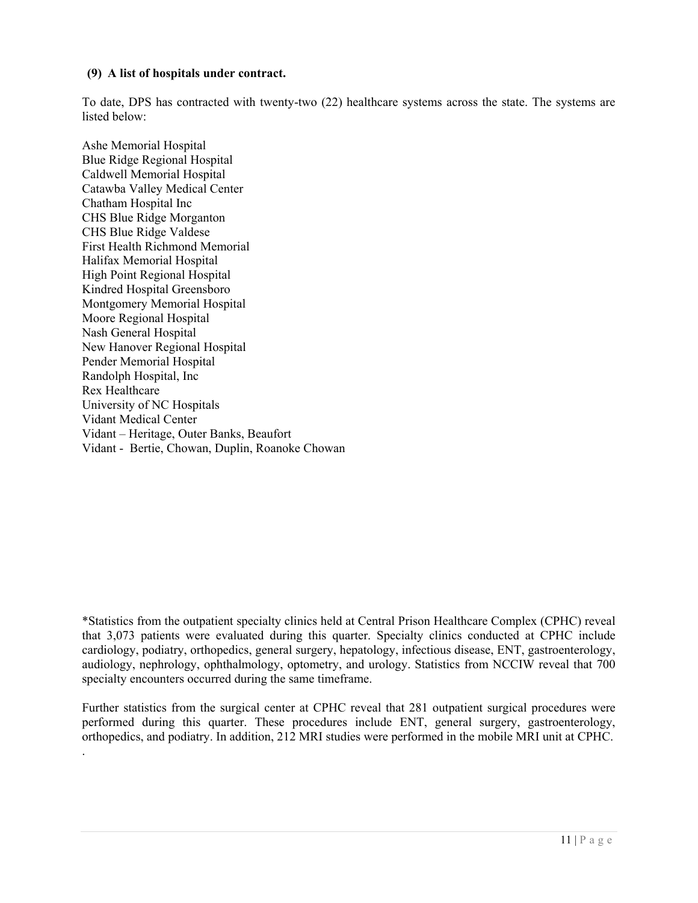**(9) A list of hospitals under contract.**

To date, DPS has contracted with twenty-two (22) healthcare systems across the state. The systems are listed below:

Ashe Memorial Hospital
Blue Ridge Regional Hospital
Caldwell Memorial Hospital
Catawba Valley Medical Center
Chatham Hospital Inc
CHS Blue Ridge Morganton
CHS Blue Ridge Valdese
First Health Richmond Memorial
Halifax Memorial Hospital
High Point Regional Hospital
Kindred Hospital Greensboro
Montgomery Memorial Hospital
Moore Regional Hospital
Nash General Hospital
New Hanover Regional Hospital
Pender Memorial Hospital
Randolph Hospital, Inc
Rex Healthcare
University of NC Hospitals
Vidant Medical Center
Vidant – Heritage, Outer Banks, Beaufort
Vidant - Bertie, Chowan, Duplin, Roanoke Chowan

*Statistics from the outpatient specialty clinics held at Central Prison Healthcare Complex (CPHC) reveal that 3,073 patients were evaluated during this quarter. Specialty clinics conducted at CPHC include cardiology, podiatry, orthopedics, general surgery, hepatology, infectious disease, ENT, gastroenterology, audiology, nephrology, ophthalmology, optometry, and urology. Statistics from NCCIW reveal that 700 specialty encounters occurred during the same timeframe.

Further statistics from the surgical center at CPHC reveal that 281 outpatient surgical procedures were performed during this quarter. These procedures include ENT, general surgery, gastroenterology, orthopedics, and podiatry. In addition, 212 MRI studies were performed in the mobile MRI unit at CPHC.
.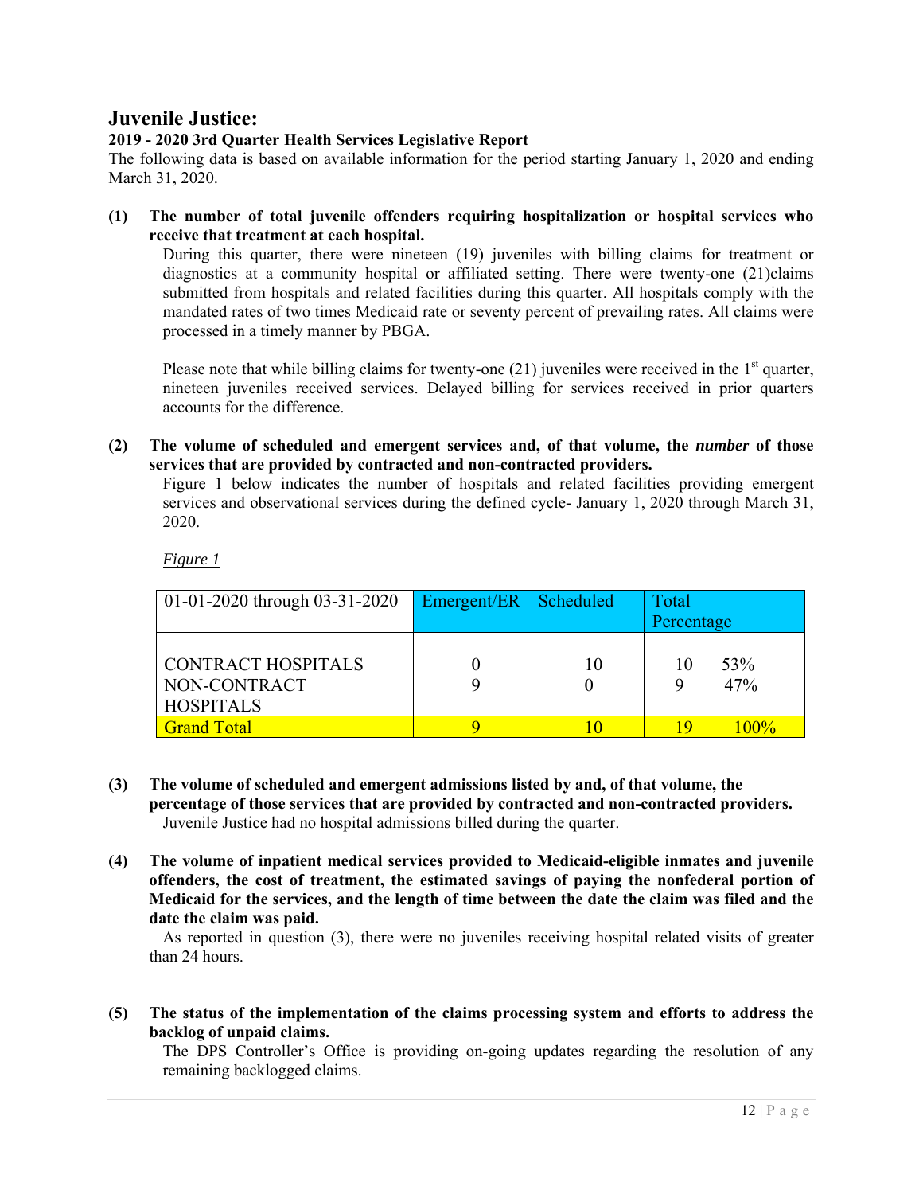# Juvenile Justice:

**2019 - 2020 3rd Quarter Health Services Legislative Report**

The following data is based on available information for the period starting January 1, 2020 and ending March 31, 2020.

**(1) The number of total juvenile offenders requiring hospitalization or hospital services who receive that treatment at each hospital.**

During this quarter, there were nineteen (19) juveniles with billing claims for treatment or diagnostics at a community hospital or affiliated setting. There were twenty-one (21)claims submitted from hospitals and related facilities during this quarter. All hospitals comply with the mandated rates of two times Medicaid rate or seventy percent of prevailing rates. All claims were processed in a timely manner by PBGA.

Please note that while billing claims for twenty-one (21) juveniles were received in the 1st quarter, nineteen juveniles received services. Delayed billing for services received in prior quarters accounts for the difference.

**(2) The volume of scheduled and emergent services and, of that volume, the *number* of those services that are provided by contracted and non-contracted providers.**

Figure 1 below indicates the number of hospitals and related facilities providing emergent services and observational services during the defined cycle- January 1, 2020 through March 31, 2020.

*Figure 1*

| 01-01-2020 through 03-31-2020 | Emergent/ER | Scheduled | Total | Percentage |
|---|---|---|---|---|
| CONTRACT HOSPITALS | 0 | 10 | 10 | 53% |
| NON-CONTRACT HOSPITALS | 9 | 0 | 9 | 47% |
| Grand Total | 9 | 10 | 19 | 100% |

**(3) The volume of scheduled and emergent admissions listed by and, of that volume, the percentage of those services that are provided by contracted and non-contracted providers.**

Juvenile Justice had no hospital admissions billed during the quarter.

**(4) The volume of inpatient medical services provided to Medicaid-eligible inmates and juvenile offenders, the cost of treatment, the estimated savings of paying the nonfederal portion of Medicaid for the services, and the length of time between the date the claim was filed and the date the claim was paid.**

As reported in question (3), there were no juveniles receiving hospital related visits of greater than 24 hours.

**(5) The status of the implementation of the claims processing system and efforts to address the backlog of unpaid claims.**

The DPS Controller's Office is providing on-going updates regarding the resolution of any remaining backlogged claims.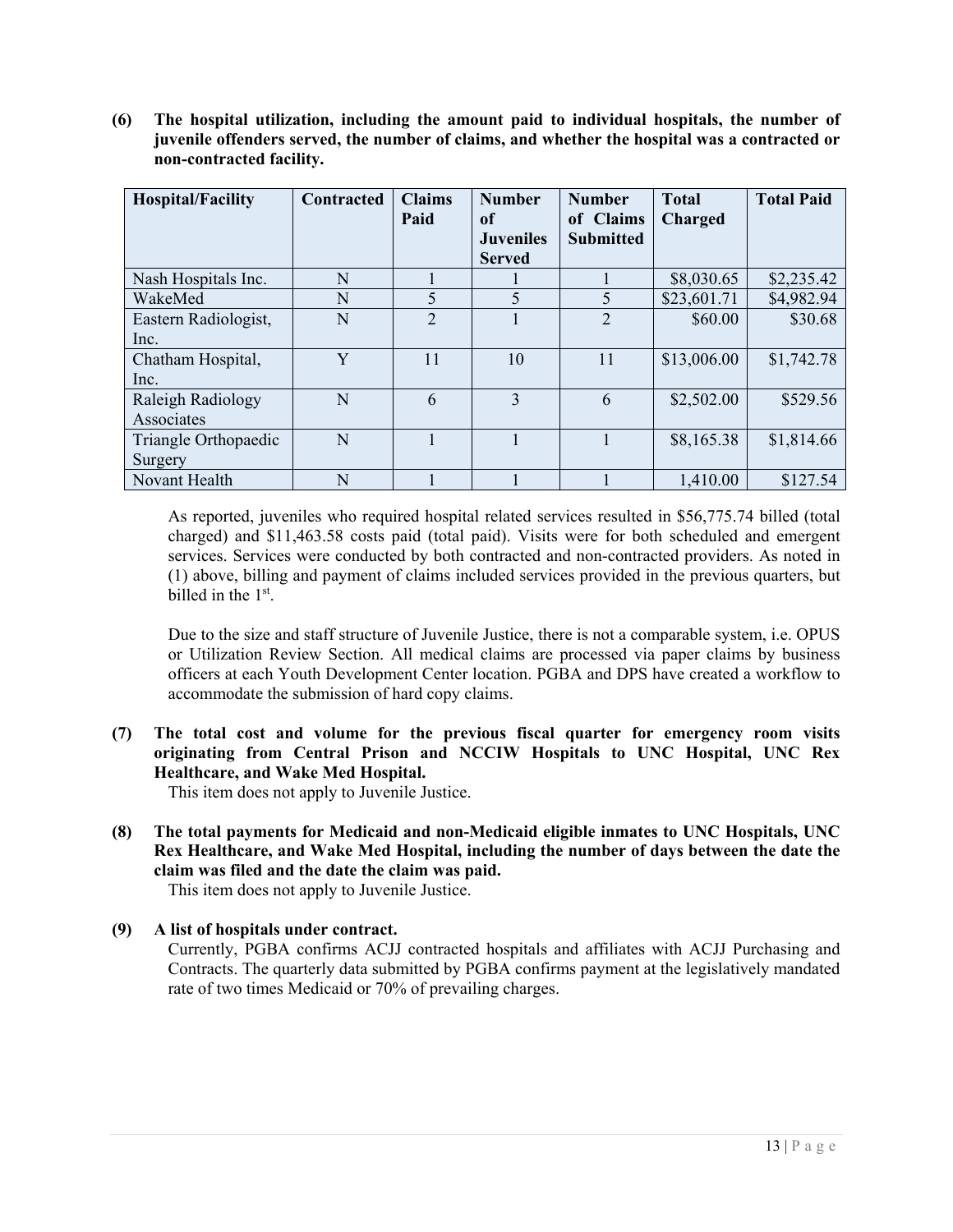**(6) The hospital utilization, including the amount paid to individual hospitals, the number of juvenile offenders served, the number of claims, and whether the hospital was a contracted or non-contracted facility.**

| Hospital/Facility | Contracted | Claims Paid | Number of Juveniles Served | Number of Claims Submitted | Total Charged | Total Paid |
|---|---|---|---|---|---|---|
| Nash Hospitals Inc. | N | 1 | 1 | 1 | $8,030.65 | $2,235.42 |
| WakeMed | N | 5 | 5 | 5 | $23,601.71 | $4,982.94 |
| Eastern Radiologist, Inc. | N | 2 | 1 | 2 | $60.00 | $30.68 |
| Chatham Hospital, Inc. | Y | 11 | 10 | 11 | $13,006.00 | $1,742.78 |
| Raleigh Radiology Associates | N | 6 | 3 | 6 | $2,502.00 | $529.56 |
| Triangle Orthopaedic Surgery | N | 1 | 1 | 1 | $8,165.38 | $1,814.66 |
| Novant Health | N | 1 | 1 | 1 | 1,410.00 | $127.54 |

As reported, juveniles who required hospital related services resulted in $56,775.74 billed (total charged) and $11,463.58 costs paid (total paid). Visits were for both scheduled and emergent services. Services were conducted by both contracted and non-contracted providers. As noted in (1) above, billing and payment of claims included services provided in the previous quarters, but billed in the 1st.

Due to the size and staff structure of Juvenile Justice, there is not a comparable system, i.e. OPUS or Utilization Review Section. All medical claims are processed via paper claims by business officers at each Youth Development Center location. PGBA and DPS have created a workflow to accommodate the submission of hard copy claims.

**(7) The total cost and volume for the previous fiscal quarter for emergency room visits originating from Central Prison and NCCIW Hospitals to UNC Hospital, UNC Rex Healthcare, and Wake Med Hospital.**

This item does not apply to Juvenile Justice.

**(8) The total payments for Medicaid and non-Medicaid eligible inmates to UNC Hospitals, UNC Rex Healthcare, and Wake Med Hospital, including the number of days between the date the claim was filed and the date the claim was paid.**

This item does not apply to Juvenile Justice.

**(9) A list of hospitals under contract.**

Currently, PGBA confirms ACJJ contracted hospitals and affiliates with ACJJ Purchasing and Contracts. The quarterly data submitted by PGBA confirms payment at the legislatively mandated rate of two times Medicaid or 70% of prevailing charges.